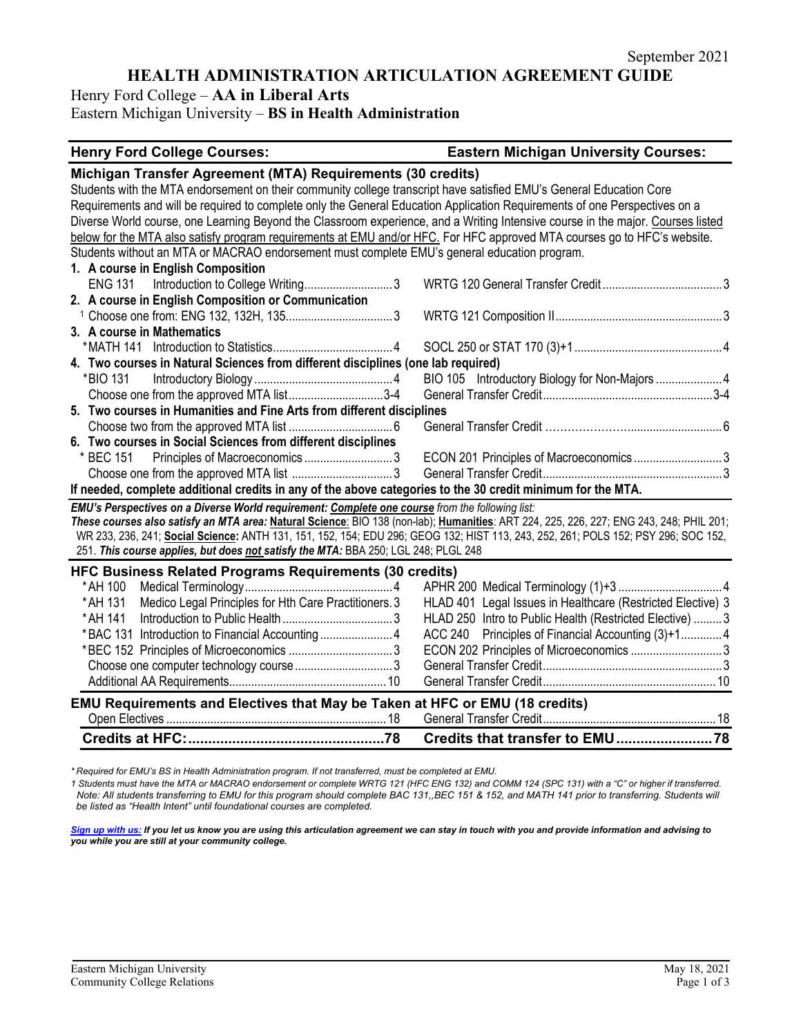September 2021

# HEALTH ADMINISTRATION ARTICULATION AGREEMENT GUIDE

Henry Ford College – **AA in Liberal Arts**
Eastern Michigan University – **BS in Health Administration**

| Henry Ford College Courses: | Eastern Michigan University Courses: |
|---|---|
| **Michigan Transfer Agreement (MTA) Requirements (30 credits)** | |
| Students with the MTA endorsement on their community college transcript have satisfied EMU's General Education Core Requirements and will be required to complete only the General Education Application Requirements of one Perspectives on a Diverse World course, one Learning Beyond the Classroom experience, and a Writing Intensive course in the major. Courses listed below for the MTA also satisfy program requirements at EMU and/or HFC. For HFC approved MTA courses go to HFC's website. Students without an MTA or MACRAO endorsement must complete EMU's general education program. | |
| **1. A course in English Composition** | |
| ENG 131 Introduction to College Writing .......... 3 | WRTG 120 General Transfer Credit .......... 3 |
| **2. A course in English Composition or Communication** | |
| [1] Choose one from: ENG 132, 132H, 135 .......... 3 | WRTG 121 Composition II .......... 3 |
| **3. A course in Mathematics** | |
| *MATH 141 Introduction to Statistics .......... 4 | SOCL 250 or STAT 170 (3)+1 .......... 4 |
| **4. Two courses in Natural Sciences from different disciplines (one lab required)** | |
| *BIO 131 Introductory Biology .......... 4 | BIO 105 Introductory Biology for Non-Majors .......... 4 |
| Choose one from the approved MTA list .......... 3-4 | General Transfer Credit .......... 3-4 |
| **5. Two courses in Humanities and Fine Arts from different disciplines** | |
| Choose two from the approved MTA list .......... 6 | General Transfer Credit .......... 6 |
| **6. Two courses in Social Sciences from different disciplines** | |
| * BEC 151 Principles of Macroeconomics .......... 3 | ECON 201 Principles of Macroeconomics .......... 3 |
| Choose one from the approved MTA list .......... 3 | General Transfer Credit .......... 3 |
| **If needed, complete additional credits in any of the above categories to the 30 credit minimum for the MTA.** | |

***EMU's Perspectives on a Diverse World requirement: Complete one course** from the following list:*
***These courses also satisfy an MTA area:* Natural Science**: BIO 138 (non-lab); **Humanities**: ART 224, 225, 226, 227; ENG 243, 248; PHIL 201; WR 233, 236, 241; **Social Science:** ANTH 131, 151, 152, 154; EDU 296; GEOG 132; HIST 113, 243, 252, 261; POLS 152; PSY 296; SOC 152, 251. ***This course applies, but does not satisfy the MTA:*** BBA 250; LGL 248; PLGL 248

| Henry Ford College Courses | Eastern Michigan University Courses |
|---|---|
| **HFC Business Related Programs Requirements (30 credits)** | |
| *AH 100 Medical Terminology .......... 4 | APHR 200 Medical Terminology (1)+3 .......... 4 |
| *AH 131 Medico Legal Principles for Hth Care Practitioners .......... 3 | HLAD 401 Legal Issues in Healthcare (Restricted Elective) 3 |
| *AH 141 Introduction to Public Health .......... 3 | HLAD 250 Intro to Public Health (Restricted Elective) .......... 3 |
| *BAC 131 Introduction to Financial Accounting .......... 4 | ACC 240 Principles of Financial Accounting (3)+1 .......... 4 |
| *BEC 152 Principles of Microeconomics .......... 3 | ECON 202 Principles of Microeconomics .......... 3 |
| Choose one computer technology course .......... 3 | General Transfer Credit .......... 3 |
| Additional AA Requirements .......... 10 | General Transfer Credit .......... 10 |
| **EMU Requirements and Electives that May be Taken at HFC or EMU (18 credits)** | |
| Open Electives .......... 18 | General Transfer Credit .......... 18 |
| **Credits at HFC: .......... 78** | **Credits that transfer to EMU .......... 78** |

*\* Required for EMU's BS in Health Administration program. If not transferred, must be completed at EMU.*

*1 Students must have the MTA or MACRAO endorsement or complete WRTG 121 (HFC ENG 132) and COMM 124 (SPC 131) with a "C" or higher if transferred. Note: All students transferring to EMU for this program should complete BAC 131,,BEC 151 & 152, and MATH 141 prior to transferring. Students will be listed as "Health Intent" until foundational courses are completed.*

***Sign up with us:** If you let us know you are using this articulation agreement we can stay in touch with you and provide information and advising to you while you are still at your community college.*

Eastern Michigan University
Community College Relations

May 18, 2021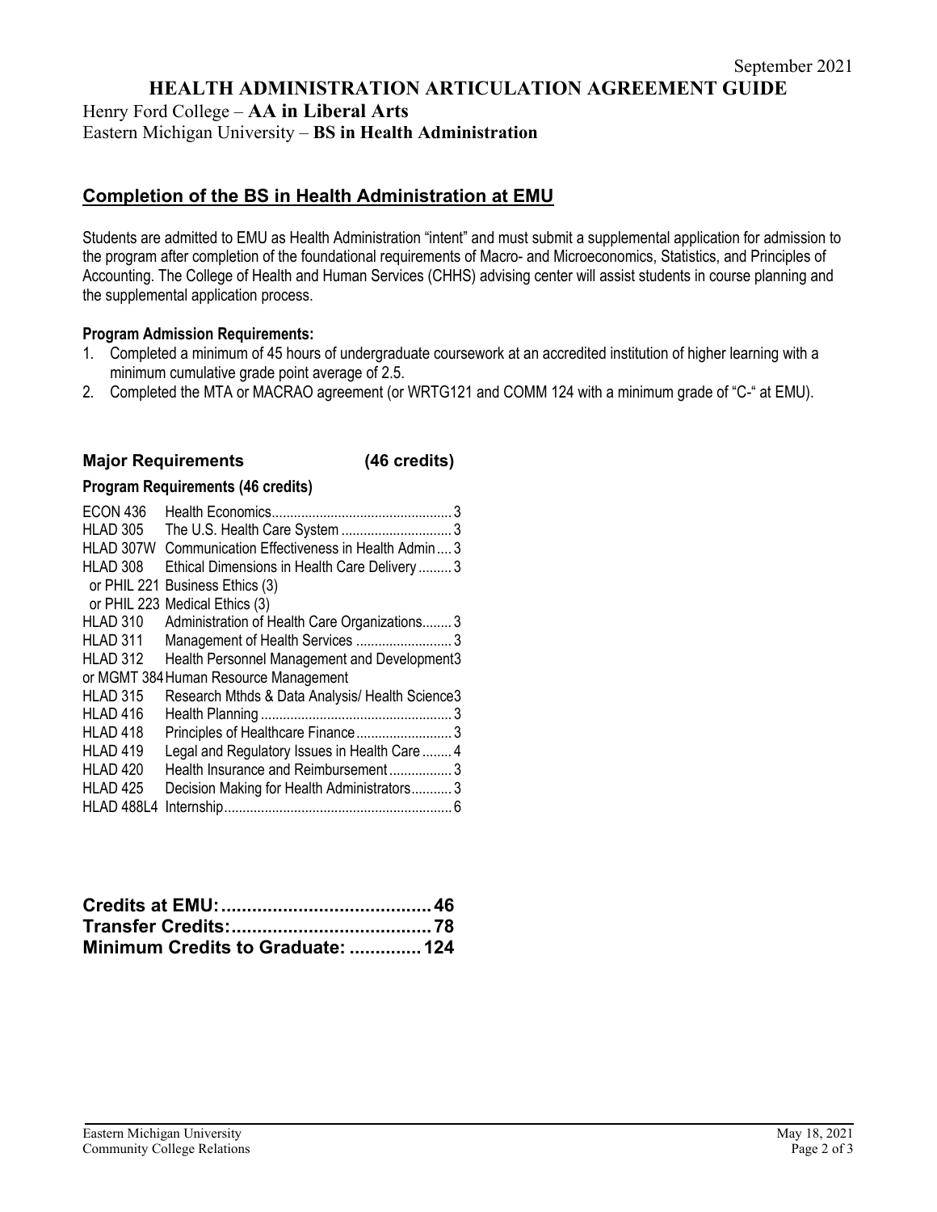September 2021

# HEALTH ADMINISTRATION ARTICULATION AGREEMENT GUIDE

Henry Ford College – **AA in Liberal Arts**
Eastern Michigan University – **BS in Health Administration**

## Completion of the BS in Health Administration at EMU

Students are admitted to EMU as Health Administration "intent" and must submit a supplemental application for admission to the program after completion of the foundational requirements of Macro- and Microeconomics, Statistics, and Principles of Accounting. The College of Health and Human Services (CHHS) advising center will assist students in course planning and the supplemental application process.

**Program Admission Requirements:**

1. Completed a minimum of 45 hours of undergraduate coursework at an accredited institution of higher learning with a minimum cumulative grade point average of 2.5.
2. Completed the MTA or MACRAO agreement (or WRTG121 and COMM 124 with a minimum grade of "C-" at EMU).

### Major Requirements (46 credits)

**Program Requirements (46 credits)**

| Course | Title | Credits |
|---|---|---|
| ECON 436 | Health Economics | 3 |
| HLAD 305 | The U.S. Health Care System | 3 |
| HLAD 307W | Communication Effectiveness in Health Admin | 3 |
| HLAD 308 | Ethical Dimensions in Health Care Delivery | 3 |
| or PHIL 221 | Business Ethics (3) | |
| or PHIL 223 | Medical Ethics (3) | |
| HLAD 310 | Administration of Health Care Organizations | 3 |
| HLAD 311 | Management of Health Services | 3 |
| HLAD 312 | Health Personnel Management and Development | 3 |
| or MGMT 384 | Human Resource Management | |
| HLAD 315 | Research Mthds & Data Analysis/ Health Science | 3 |
| HLAD 416 | Health Planning | 3 |
| HLAD 418 | Principles of Healthcare Finance | 3 |
| HLAD 419 | Legal and Regulatory Issues in Health Care | 4 |
| HLAD 420 | Health Insurance and Reimbursement | 3 |
| HLAD 425 | Decision Making for Health Administrators | 3 |
| HLAD 488L4 | Internship | 6 |

**Credits at EMU: 46**
**Transfer Credits: 78**
**Minimum Credits to Graduate: 124**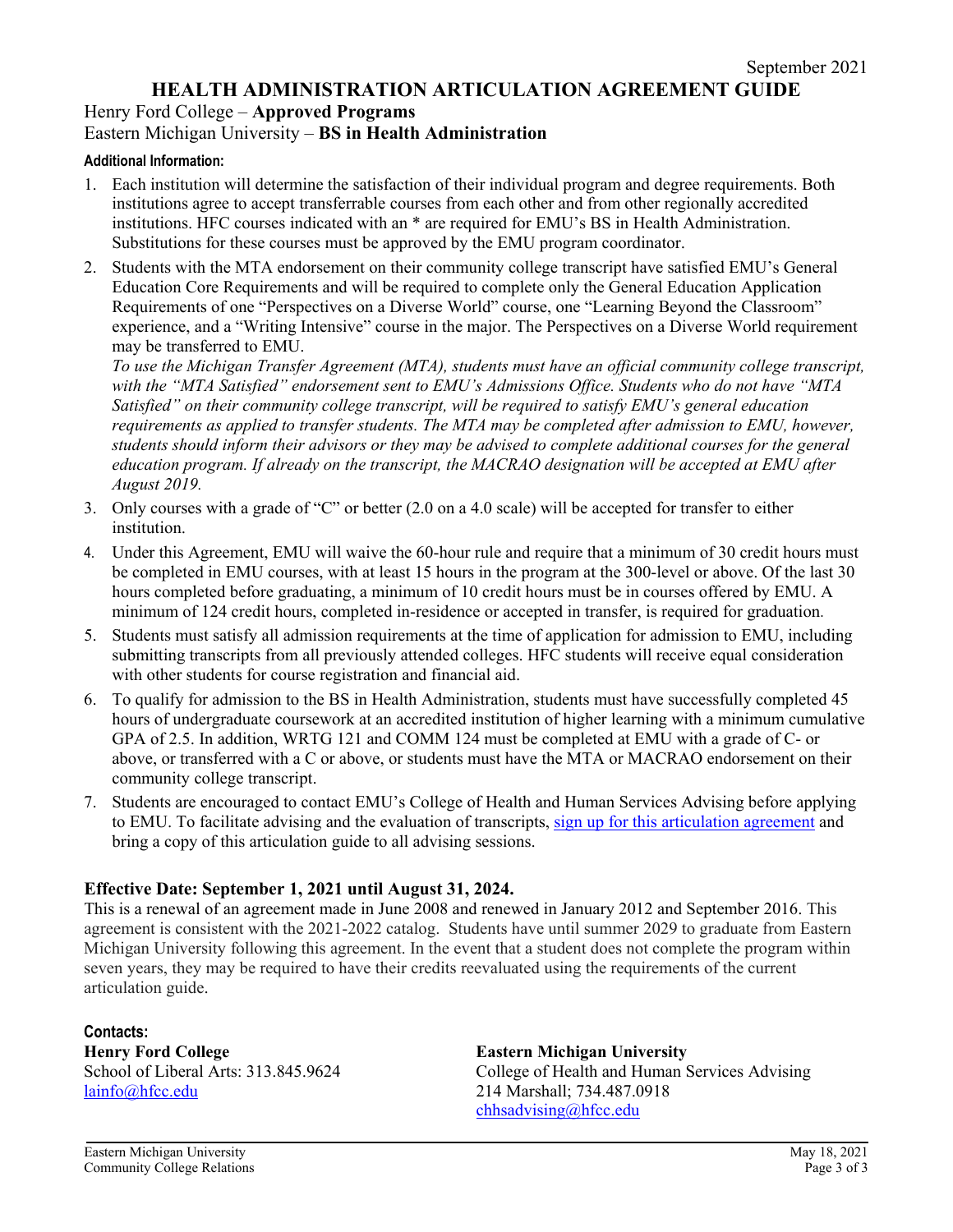September 2021

# HEALTH ADMINISTRATION ARTICULATION AGREEMENT GUIDE

Henry Ford College – **Approved Programs**

Eastern Michigan University – **BS in Health Administration**

**Additional Information:**

1. Each institution will determine the satisfaction of their individual program and degree requirements. Both institutions agree to accept transferrable courses from each other and from other regionally accredited institutions. HFC courses indicated with an * are required for EMU's BS in Health Administration. Substitutions for these courses must be approved by the EMU program coordinator.
2. Students with the MTA endorsement on their community college transcript have satisfied EMU's General Education Core Requirements and will be required to complete only the General Education Application Requirements of one "Perspectives on a Diverse World" course, one "Learning Beyond the Classroom" experience, and a "Writing Intensive" course in the major. The Perspectives on a Diverse World requirement may be transferred to EMU.
*To use the Michigan Transfer Agreement (MTA), students must have an official community college transcript, with the "MTA Satisfied" endorsement sent to EMU's Admissions Office. Students who do not have "MTA Satisfied" on their community college transcript, will be required to satisfy EMU's general education requirements as applied to transfer students. The MTA may be completed after admission to EMU, however, students should inform their advisors or they may be advised to complete additional courses for the general education program. If already on the transcript, the MACRAO designation will be accepted at EMU after August 2019.*
3. Only courses with a grade of "C" or better (2.0 on a 4.0 scale) will be accepted for transfer to either institution.
4. Under this Agreement, EMU will waive the 60-hour rule and require that a minimum of 30 credit hours must be completed in EMU courses, with at least 15 hours in the program at the 300-level or above. Of the last 30 hours completed before graduating, a minimum of 10 credit hours must be in courses offered by EMU. A minimum of 124 credit hours, completed in-residence or accepted in transfer, is required for graduation.
5. Students must satisfy all admission requirements at the time of application for admission to EMU, including submitting transcripts from all previously attended colleges. HFC students will receive equal consideration with other students for course registration and financial aid.
6. To qualify for admission to the BS in Health Administration, students must have successfully completed 45 hours of undergraduate coursework at an accredited institution of higher learning with a minimum cumulative GPA of 2.5. In addition, WRTG 121 and COMM 124 must be completed at EMU with a grade of C- or above, or transferred with a C or above, or students must have the MTA or MACRAO endorsement on their community college transcript.
7. Students are encouraged to contact EMU's College of Health and Human Services Advising before applying to EMU. To facilitate advising and the evaluation of transcripts, sign up for this articulation agreement and bring a copy of this articulation guide to all advising sessions.

## Effective Date: September 1, 2021 until August 31, 2024.

This is a renewal of an agreement made in June 2008 and renewed in January 2012 and September 2016. This agreement is consistent with the 2021-2022 catalog. Students have until summer 2029 to graduate from Eastern Michigan University following this agreement. In the event that a student does not complete the program within seven years, they may be required to have their credits reevaluated using the requirements of the current articulation guide.

**Contacts:**

**Henry Ford College**
School of Liberal Arts: 313.845.9624
lainfo@hfcc.edu

**Eastern Michigan University**
College of Health and Human Services Advising
214 Marshall; 734.487.0918
chhsadvising@hfcc.edu